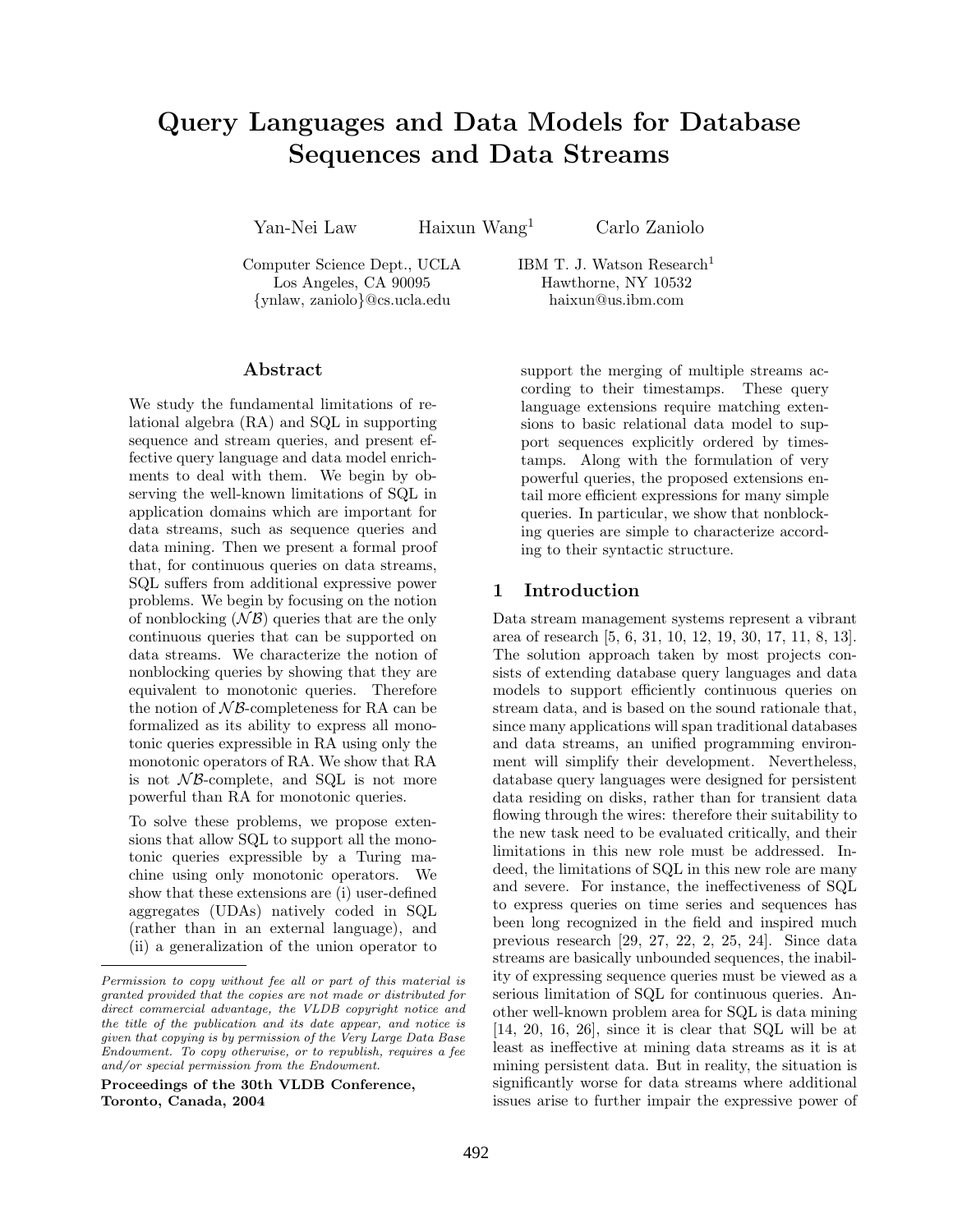# Query Languages and Data Models for Database Sequences and Data Streams

Yan-Nei Law    Haixun Wang[1]    Carlo Zaniolo

Computer Science Dept., UCLA
Los Angeles, CA 90095
{ynlaw, zaniolo}@cs.ucla.edu

IBM T. J. Watson Research[1]
Hawthorne, NY 10532
haixun@us.ibm.com

## Abstract

We study the fundamental limitations of relational algebra (RA) and SQL in supporting sequence and stream queries, and present effective query language and data model enrichments to deal with them. We begin by observing the well-known limitations of SQL in application domains which are important for data streams, such as sequence queries and data mining. Then we present a formal proof that, for continuous queries on data streams, SQL suffers from additional expressive power problems. We begin by focusing on the notion of nonblocking ($\mathcal{NB}$) queries that are the only continuous queries that can be supported on data streams. We characterize the notion of nonblocking queries by showing that they are equivalent to monotonic queries. Therefore the notion of $\mathcal{NB}$-completeness for RA can be formalized as its ability to express all monotonic queries expressible in RA using only the monotonic operators of RA. We show that RA is not $\mathcal{NB}$-complete, and SQL is not more powerful than RA for monotonic queries.

To solve these problems, we propose extensions that allow SQL to support all the monotonic queries expressible by a Turing machine using only monotonic operators. We show that these extensions are (i) user-defined aggregates (UDAs) natively coded in SQL (rather than in an external language), and (ii) a generalization of the union operator to support the merging of multiple streams according to their timestamps. These query language extensions require matching extensions to basic relational data model to support sequences explicitly ordered by timestamps. Along with the formulation of very powerful queries, the proposed extensions entail more efficient expressions for many simple queries. In particular, we show that nonblocking queries are simple to characterize according to their syntactic structure.

*Permission to copy without fee all or part of this material is granted provided that the copies are not made or distributed for direct commercial advantage, the VLDB copyright notice and the title of the publication and its date appear, and notice is given that copying is by permission of the Very Large Data Base Endowment. To copy otherwise, or to republish, requires a fee and/or special permission from the Endowment.*

**Proceedings of the 30th VLDB Conference, Toronto, Canada, 2004**

## 1 Introduction

Data stream management systems represent a vibrant area of research [5, 6, 31, 10, 12, 19, 30, 17, 11, 8, 13]. The solution approach taken by most projects consists of extending database query languages and data models to support efficiently continuous queries on stream data, and is based on the sound rationale that, since many applications will span traditional databases and data streams, an unified programming environment will simplify their development. Nevertheless, database query languages were designed for persistent data residing on disks, rather than for transient data flowing through the wires: therefore their suitability to the new task need to be evaluated critically, and their limitations in this new role must be addressed. Indeed, the limitations of SQL in this new role are many and severe. For instance, the ineffectiveness of SQL to express queries on time series and sequences has been long recognized in the field and inspired much previous research [29, 27, 22, 2, 25, 24]. Since data streams are basically unbounded sequences, the inability of expressing sequence queries must be viewed as a serious limitation of SQL for continuous queries. Another well-known problem area for SQL is data mining [14, 20, 16, 26], since it is clear that SQL will be at least as ineffective at mining data streams as it is at mining persistent data. But in reality, the situation is significantly worse for data streams where additional issues arise to further impair the expressive power of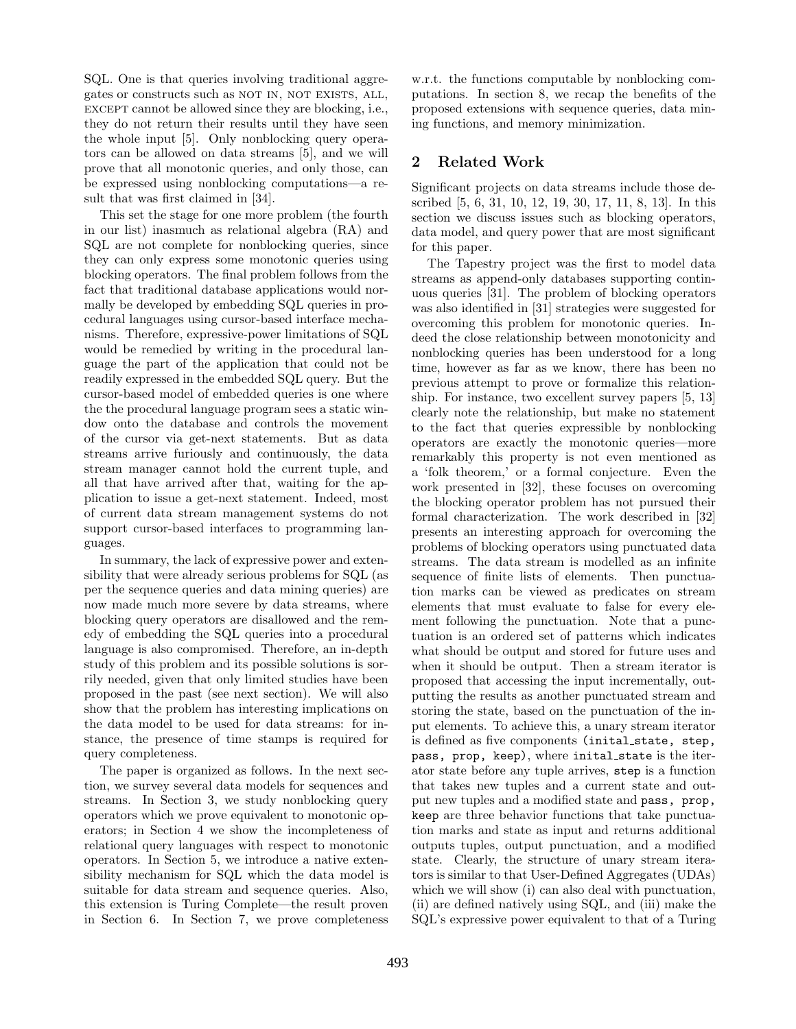SQL. One is that queries involving traditional aggregates or constructs such as NOT IN, NOT EXISTS, ALL, EXCEPT cannot be allowed since they are blocking, i.e., they do not return their results until they have seen the whole input [5]. Only nonblocking query operators can be allowed on data streams [5], and we will prove that all monotonic queries, and only those, can be expressed using nonblocking computations—a result that was first claimed in [34].

This set the stage for one more problem (the fourth in our list) inasmuch as relational algebra (RA) and SQL are not complete for nonblocking queries, since they can only express some monotonic queries using blocking operators. The final problem follows from the fact that traditional database applications would normally be developed by embedding SQL queries in procedural languages using cursor-based interface mechanisms. Therefore, expressive-power limitations of SQL would be remedied by writing in the procedural language the part of the application that could not be readily expressed in the embedded SQL query. But the cursor-based model of embedded queries is one where the the procedural language program sees a static window onto the database and controls the movement of the cursor via get-next statements. But as data streams arrive furiously and continuously, the data stream manager cannot hold the current tuple, and all that have arrived after that, waiting for the application to issue a get-next statement. Indeed, most of current data stream management systems do not support cursor-based interfaces to programming languages.

In summary, the lack of expressive power and extensibility that were already serious problems for SQL (as per the sequence queries and data mining queries) are now made much more severe by data streams, where blocking query operators are disallowed and the remedy of embedding the SQL queries into a procedural language is also compromised. Therefore, an in-depth study of this problem and its possible solutions is sorrily needed, given that only limited studies have been proposed in the past (see next section). We will also show that the problem has interesting implications on the data model to be used for data streams: for instance, the presence of time stamps is required for query completeness.

The paper is organized as follows. In the next section, we survey several data models for sequences and streams. In Section 3, we study nonblocking query operators which we prove equivalent to monotonic operators; in Section 4 we show the incompleteness of relational query languages with respect to monotonic operators. In Section 5, we introduce a native extensibility mechanism for SQL which the data model is suitable for data stream and sequence queries. Also, this extension is Turing Complete—the result proven in Section 6. In Section 7, we prove completeness w.r.t. the functions computable by nonblocking computations. In section 8, we recap the benefits of the proposed extensions with sequence queries, data mining functions, and memory minimization.

## 2 Related Work

Significant projects on data streams include those described [5, 6, 31, 10, 12, 19, 30, 17, 11, 8, 13]. In this section we discuss issues such as blocking operators, data model, and query power that are most significant for this paper.

The Tapestry project was the first to model data streams as append-only databases supporting continuous queries [31]. The problem of blocking operators was also identified in [31] strategies were suggested for overcoming this problem for monotonic queries. Indeed the close relationship between monotonicity and nonblocking queries has been understood for a long time, however as far as we know, there has been no previous attempt to prove or formalize this relationship. For instance, two excellent survey papers [5, 13] clearly note the relationship, but make no statement to the fact that queries expressible by nonblocking operators are exactly the monotonic queries—more remarkably this property is not even mentioned as a 'folk theorem,' or a formal conjecture. Even the work presented in [32], these focuses on overcoming the blocking operator problem has not pursued their formal characterization. The work described in [32] presents an interesting approach for overcoming the problems of blocking operators using punctuated data streams. The data stream is modelled as an infinite sequence of finite lists of elements. Then punctuation marks can be viewed as predicates on stream elements that must evaluate to false for every element following the punctuation. Note that a punctuation is an ordered set of patterns which indicates what should be output and stored for future uses and when it should be output. Then a stream iterator is proposed that accessing the input incrementally, outputting the results as another punctuated stream and storing the state, based on the punctuation of the input elements. To achieve this, a unary stream iterator is defined as five components (`inital_state, step, pass, prop, keep`), where `inital_state` is the iterator state before any tuple arrives, `step` is a function that takes new tuples and a current state and output new tuples and a modified state and `pass, prop, keep` are three behavior functions that take punctuation marks and state as input and returns additional outputs tuples, output punctuation, and a modified state. Clearly, the structure of unary stream iterators is similar to that User-Defined Aggregates (UDAs) which we will show (i) can also deal with punctuation, (ii) are defined natively using SQL, and (iii) make the SQL's expressive power equivalent to that of a Turing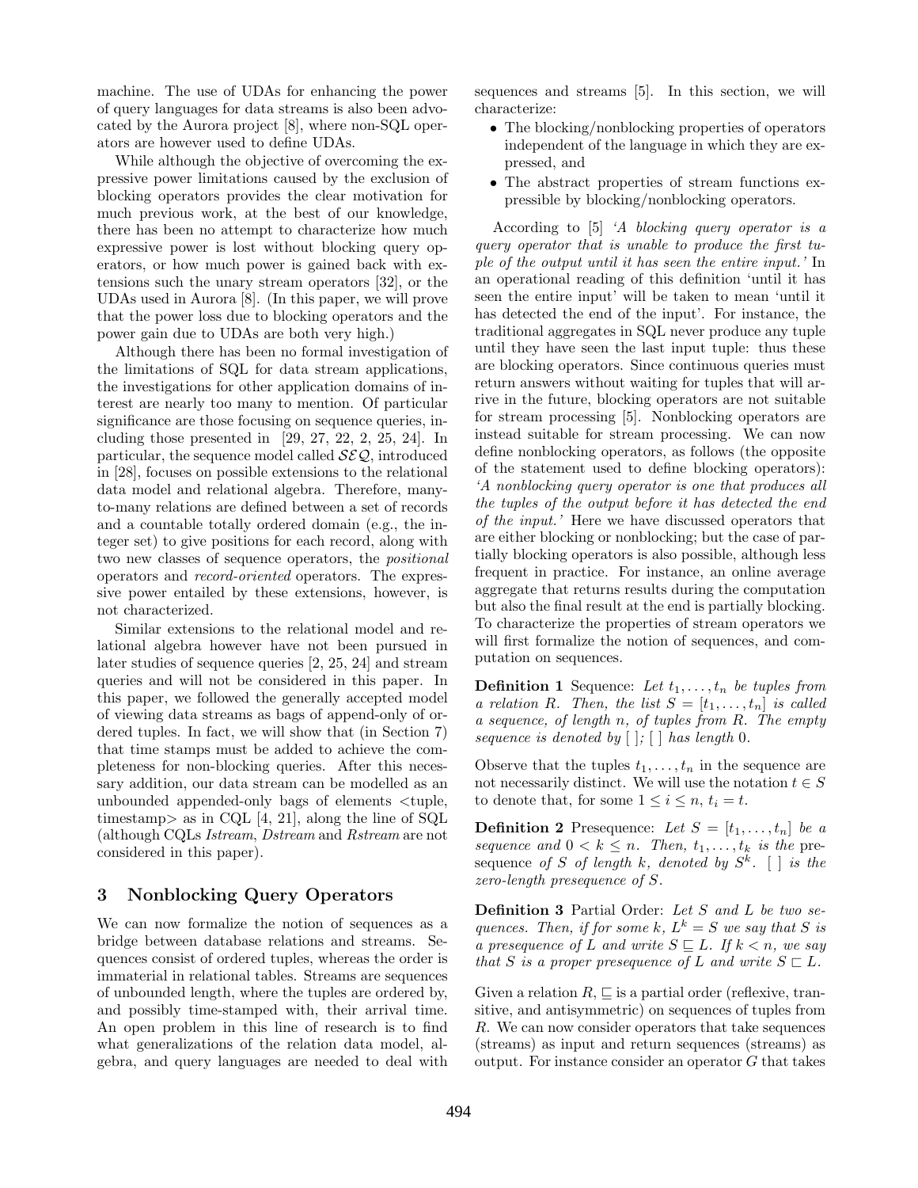machine. The use of UDAs for enhancing the power of query languages for data streams is also been advocated by the Aurora project [8], where non-SQL operators are however used to define UDAs.

While although the objective of overcoming the expressive power limitations caused by the exclusion of blocking operators provides the clear motivation for much previous work, at the best of our knowledge, there has been no attempt to characterize how much expressive power is lost without blocking query operators, or how much power is gained back with extensions such the unary stream operators [32], or the UDAs used in Aurora [8]. (In this paper, we will prove that the power loss due to blocking operators and the power gain due to UDAs are both very high.)

Although there has been no formal investigation of the limitations of SQL for data stream applications, the investigations for other application domains of interest are nearly too many to mention. Of particular significance are those focusing on sequence queries, including those presented in [29, 27, 22, 2, 25, 24]. In particular, the sequence model called $\mathcal{SEQ}$, introduced in [28], focuses on possible extensions to the relational data model and relational algebra. Therefore, many-to-many relations are defined between a set of records and a countable totally ordered domain (e.g., the integer set) to give positions for each record, along with two new classes of sequence operators, the *positional* operators and *record-oriented* operators. The expressive power entailed by these extensions, however, is not characterized.

Similar extensions to the relational model and relational algebra however have not been pursued in later studies of sequence queries [2, 25, 24] and stream queries and will not be considered in this paper. In this paper, we followed the generally accepted model of viewing data streams as bags of append-only of ordered tuples. In fact, we will show that (in Section 7) that time stamps must be added to achieve the completeness for non-blocking queries. After this necessary addition, our data stream can be modelled as an unbounded appended-only bags of elements <tuple, timestamp> as in CQL [4, 21], along the line of SQL (although CQLs *Istream*, *Dstream* and *Rstream* are not considered in this paper).

## 3 Nonblocking Query Operators

We can now formalize the notion of sequences as a bridge between database relations and streams. Sequences consist of ordered tuples, whereas the order is immaterial in relational tables. Streams are sequences of unbounded length, where the tuples are ordered by, and possibly time-stamped with, their arrival time. An open problem in this line of research is to find what generalizations of the relation data model, algebra, and query languages are needed to deal with sequences and streams [5]. In this section, we will characterize:

- The blocking/nonblocking properties of operators independent of the language in which they are expressed, and
- The abstract properties of stream functions expressible by blocking/nonblocking operators.

According to [5] *'A blocking query operator is a query operator that is unable to produce the first tuple of the output until it has seen the entire input.'* In an operational reading of this definition 'until it has seen the entire input' will be taken to mean 'until it has detected the end of the input'. For instance, the traditional aggregates in SQL never produce any tuple until they have seen the last input tuple: thus these are blocking operators. Since continuous queries must return answers without waiting for tuples that will arrive in the future, blocking operators are not suitable for stream processing [5]. Nonblocking operators are instead suitable for stream processing. We can now define nonblocking operators, as follows (the opposite of the statement used to define blocking operators): *'A nonblocking query operator is one that produces all the tuples of the output before it has detected the end of the input.'* Here we have discussed operators that are either blocking or nonblocking; but the case of partially blocking operators is also possible, although less frequent in practice. For instance, an online average aggregate that returns results during the computation but also the final result at the end is partially blocking. To characterize the properties of stream operators we will first formalize the notion of sequences, and computation on sequences.

**Definition 1** Sequence: *Let $t_1, \ldots, t_n$ be tuples from a relation $R$. Then, the list $S = [t_1, \ldots, t_n]$ is called a sequence, of length $n$, of tuples from $R$. The empty sequence is denoted by $[\,]$; $[\,]$ has length 0.*

Observe that the tuples $t_1, \ldots, t_n$ in the sequence are not necessarily distinct. We will use the notation $t \in S$ to denote that, for some $1 \leq i \leq n$, $t_i = t$.

**Definition 2** Presequence: *Let $S = [t_1, \ldots, t_n]$ be a sequence and $0 < k \leq n$. Then, $t_1, \ldots, t_k$ is the* pre*sequence of $S$ of length $k$, denoted by $S^k$. $[\,]$ is the zero-length presequence of $S$.*

**Definition 3** Partial Order: *Let $S$ and $L$ be two sequences. Then, if for some $k$, $L^k = S$ we say that $S$ is a presequence of $L$ and write $S \sqsubseteq L$. If $k < n$, we say that $S$ is a proper presequence of $L$ and write $S \sqsubset L$.*

Given a relation $R$, $\sqsubseteq$ is a partial order (reflexive, transitive, and antisymmetric) on sequences of tuples from $R$. We can now consider operators that take sequences (streams) as input and return sequences (streams) as output. For instance consider an operator $G$ that takes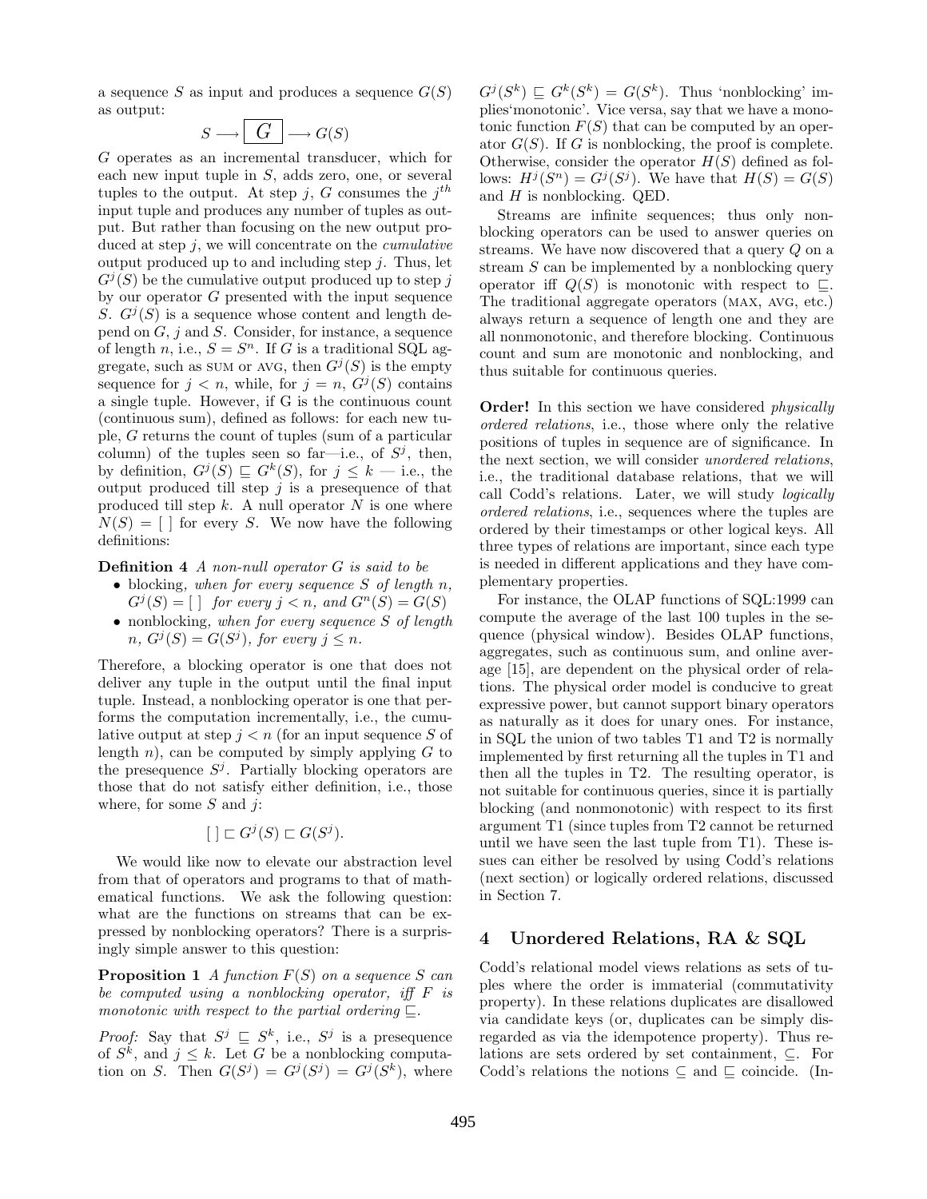a sequence $S$ as input and produces a sequence $G(S)$ as output:

$$S \longrightarrow \boxed{G} \longrightarrow G(S)$$

$G$ operates as an incremental transducer, which for each new input tuple in $S$, adds zero, one, or several tuples to the output. At step $j$, $G$ consumes the $j^{th}$ input tuple and produces any number of tuples as output. But rather than focusing on the new output produced at step $j$, we will concentrate on the *cumulative* output produced up to and including step $j$. Thus, let $G^j(S)$ be the cumulative output produced up to step $j$ by our operator $G$ presented with the input sequence $S$. $G^j(S)$ is a sequence whose content and length depend on $G$, $j$ and $S$. Consider, for instance, a sequence of length $n$, i.e., $S = S^n$. If $G$ is a traditional SQL aggregate, such as SUM or AVG, then $G^j(S)$ is the empty sequence for $j < n$, while, for $j = n$, $G^j(S)$ contains a single tuple. However, if G is the continuous count (continuous sum), defined as follows: for each new tuple, $G$ returns the count of tuples (sum of a particular column) of the tuples seen so far—i.e., of $S^j$, then, by definition, $G^j(S) \sqsubseteq G^k(S)$, for $j \leq k$ — i.e., the output produced till step $j$ is a presequence of that produced till step $k$. A null operator $N$ is one where $N(S) = [\ ]$ for every $S$. We now have the following definitions:

**Definition 4** *A non-null operator $G$ is said to be*

- blocking*, when for every sequence $S$ of length $n$, $G^j(S) = [\ ]$ for every $j < n$, and $G^n(S) = G(S)$*
- nonblocking*, when for every sequence $S$ of length $n$, $G^j(S) = G(S^j)$, for every $j \leq n$.*

Therefore, a blocking operator is one that does not deliver any tuple in the output until the final input tuple. Instead, a nonblocking operator is one that performs the computation incrementally, i.e., the cumulative output at step $j < n$ (for an input sequence $S$ of length $n$), can be computed by simply applying $G$ to the presequence $S^j$. Partially blocking operators are those that do not satisfy either definition, i.e., those where, for some $S$ and $j$:

$$[\ ] \sqsubset G^j(S) \sqsubset G(S^j).$$

We would like now to elevate our abstraction level from that of operators and programs to that of mathematical functions. We ask the following question: what are the functions on streams that can be expressed by nonblocking operators? There is a surprisingly simple answer to this question:

**Proposition 1** *A function $F(S)$ on a sequence $S$ can be computed using a nonblocking operator, iff $F$ is monotonic with respect to the partial ordering $\sqsubseteq$.*

*Proof:* Say that $S^j \sqsubseteq S^k$, i.e., $S^j$ is a presequence of $S^k$, and $j \leq k$. Let $G$ be a nonblocking computation on $S$. Then $G(S^j) = G^j(S^j) = G^j(S^k)$, where $G^j(S^k) \sqsubseteq G^k(S^k) = G(S^k)$. Thus 'nonblocking' implies'monotonic'. Vice versa, say that we have a monotonic function $F(S)$ that can be computed by an operator $G(S)$. If $G$ is nonblocking, the proof is complete. Otherwise, consider the operator $H(S)$ defined as follows: $H^j(S^n) = G^j(S^j)$. We have that $H(S) = G(S)$ and $H$ is nonblocking. QED.

Streams are infinite sequences; thus only nonblocking operators can be used to answer queries on streams. We have now discovered that a query $Q$ on a stream $S$ can be implemented by a nonblocking query operator iff $Q(S)$ is monotonic with respect to $\sqsubseteq$. The traditional aggregate operators (MAX, AVG, etc.) always return a sequence of length one and they are all nonmonotonic, and therefore blocking. Continuous count and sum are monotonic and nonblocking, and thus suitable for continuous queries.

**Order!** In this section we have considered *physically ordered relations*, i.e., those where only the relative positions of tuples in sequence are of significance. In the next section, we will consider *unordered relations*, i.e., the traditional database relations, that we will call Codd's relations. Later, we will study *logically ordered relations*, i.e., sequences where the tuples are ordered by their timestamps or other logical keys. All three types of relations are important, since each type is needed in different applications and they have complementary properties.

For instance, the OLAP functions of SQL:1999 can compute the average of the last 100 tuples in the sequence (physical window). Besides OLAP functions, aggregates, such as continuous sum, and online average [15], are dependent on the physical order of relations. The physical order model is conducive to great expressive power, but cannot support binary operators as naturally as it does for unary ones. For instance, in SQL the union of two tables T1 and T2 is normally implemented by first returning all the tuples in T1 and then all the tuples in T2. The resulting operator, is not suitable for continuous queries, since it is partially blocking (and nonmonotonic) with respect to its first argument T1 (since tuples from T2 cannot be returned until we have seen the last tuple from T1). These issues can either be resolved by using Codd's relations (next section) or logically ordered relations, discussed in Section 7.

## 4 Unordered Relations, RA & SQL

Codd's relational model views relations as sets of tuples where the order is immaterial (commutativity property). In these relations duplicates are disallowed via candidate keys (or, duplicates can be simply disregarded as via the idempotence property). Thus relations are sets ordered by set containment, $\subseteq$. For Codd's relations the notions $\subseteq$ and $\sqsubseteq$ coincide. (In-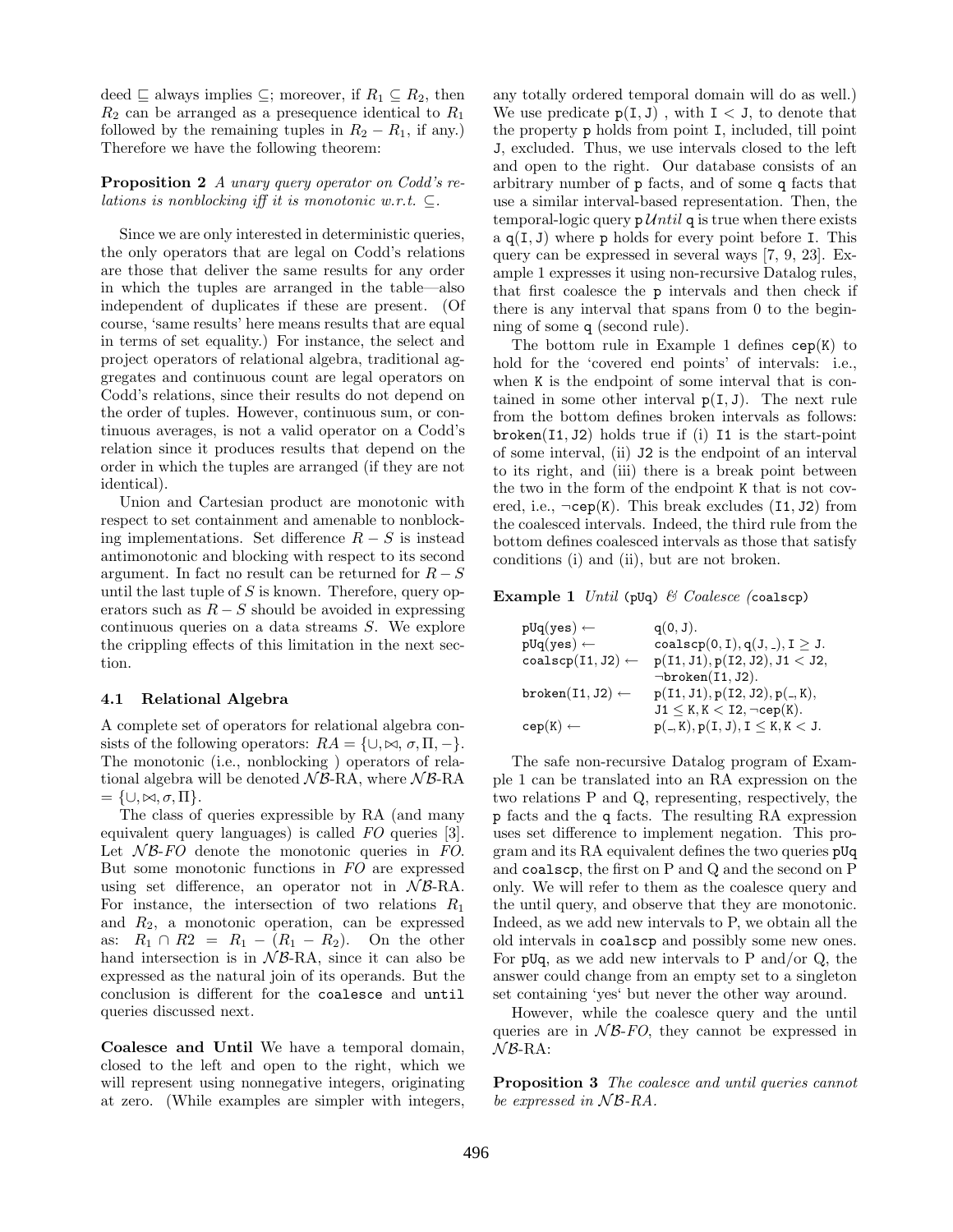deed $\sqsubseteq$ always implies $\subseteq$; moreover, if $R_1 \subseteq R_2$, then $R_2$ can be arranged as a presequence identical to $R_1$ followed by the remaining tuples in $R_2 - R_1$, if any.) Therefore we have the following theorem:

**Proposition 2** *A unary query operator on Codd's relations is nonblocking iff it is monotonic w.r.t. $\subseteq$.*

Since we are only interested in deterministic queries, the only operators that are legal on Codd's relations are those that deliver the same results for any order in which the tuples are arranged in the table—also independent of duplicates if these are present. (Of course, 'same results' here means results that are equal in terms of set equality.) For instance, the select and project operators of relational algebra, traditional aggregates and continuous count are legal operators on Codd's relations, since their results do not depend on the order of tuples. However, continuous sum, or continuous averages, is not a valid operator on a Codd's relation since it produces results that depend on the order in which the tuples are arranged (if they are not identical).

Union and Cartesian product are monotonic with respect to set containment and amenable to nonblocking implementations. Set difference $R - S$ is instead antimonotonic and blocking with respect to its second argument. In fact no result can be returned for $R - S$ until the last tuple of $S$ is known. Therefore, query operators such as $R - S$ should be avoided in expressing continuous queries on a data streams $S$. We explore the crippling effects of this limitation in the next section.

### 4.1 Relational Algebra

A complete set of operators for relational algebra consists of the following operators: $RA = \{\cup, \bowtie, \sigma, \Pi, -\}$. The monotonic (i.e., nonblocking ) operators of relational algebra will be denoted $\mathcal{NB}$-RA, where $\mathcal{NB}$-RA $= \{\cup, \bowtie, \sigma, \Pi\}$.

The class of queries expressible by RA (and many equivalent query languages) is called *FO* queries [3]. Let $\mathcal{NB}$-*FO* denote the monotonic queries in *FO*. But some monotonic functions in *FO* are expressed using set difference, an operator not in $\mathcal{NB}$-RA. For instance, the intersection of two relations $R_1$ and $R_2$, a monotonic operation, can be expressed as: $R_1 \cap R2 = R_1 - (R_1 - R_2)$. On the other hand intersection is in $\mathcal{NB}$-RA, since it can also be expressed as the natural join of its operands. But the conclusion is different for the `coalesce` and `until` queries discussed next.

**Coalesce and Until** We have a temporal domain, closed to the left and open to the right, which we will represent using nonnegative integers, originating at zero. (While examples are simpler with integers, any totally ordered temporal domain will do as well.) We use predicate `p(I, J)` , with `I < J`, to denote that the property `p` holds from point `I`, included, till point `J`, excluded. Thus, we use intervals closed to the left and open to the right. Our database consists of an arbitrary number of `p` facts, and of some `q` facts that use a similar interval-based representation. Then, the temporal-logic query `p` $\mathcal{U}$*ntil* `q` is true when there exists a `q(I, J)` where `p` holds for every point before `I`. This query can be expressed in several ways [7, 9, 23]. Example 1 expresses it using non-recursive Datalog rules, that first coalesce the `p` intervals and then check if there is any interval that spans from 0 to the beginning of some `q` (second rule).

The bottom rule in Example 1 defines `cep(K)` to hold for the 'covered end points' of intervals: i.e., when `K` is the endpoint of some interval that is contained in some other interval `p(I, J)`. The next rule from the bottom defines broken intervals as follows: `broken(I1, J2)` holds true if (i) `I1` is the start-point of some interval, (ii) `J2` is the endpoint of an interval to its right, and (iii) there is a break point between the two in the form of the endpoint `K` that is not covered, i.e., $\neg$`cep(K)`. This break excludes `(I1, J2)` from the coalesced intervals. Indeed, the third rule from the bottom defines coalesced intervals as those that satisfy conditions (i) and (ii), but are not broken.

**Example 1** *Until* (`pUq`) *& Coalesce (*`coalscp`)

```
pUq(yes) ←          q(0, J).
pUq(yes) ←          coalscp(0, I), q(J, _), I ≥ J.
coalscp(I1, J2) ←   p(I1, J1), p(I2, J2), J1 < J2,
                    ¬broken(I1, J2).
broken(I1, J2) ←    p(I1, J1), p(I2, J2), p(_, K),
                    J1 ≤ K, K < I2, ¬cep(K).
cep(K) ←            p(_, K), p(I, J), I ≤ K, K < J.
```

The safe non-recursive Datalog program of Example 1 can be translated into an RA expression on the two relations P and Q, representing, respectively, the `p` facts and the `q` facts. The resulting RA expression uses set difference to implement negation. This program and its RA equivalent defines the two queries `pUq` and `coalscp`, the first on P and Q and the second on P only. We will refer to them as the coalesce query and the until query, and observe that they are monotonic. Indeed, as we add new intervals to P, we obtain all the old intervals in `coalscp` and possibly some new ones. For `pUq`, as we add new intervals to P and/or Q, the answer could change from an empty set to a singleton set containing 'yes' but never the other way around.

However, while the coalesce query and the until queries are in $\mathcal{NB}$-*FO*, they cannot be expressed in $\mathcal{NB}$-RA:

**Proposition 3** *The coalesce and until queries cannot be expressed in $\mathcal{NB}$-RA.*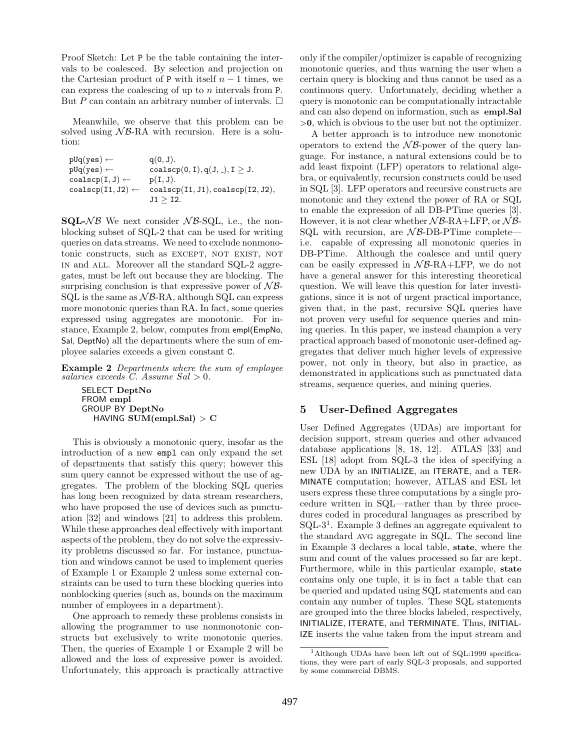Proof Sketch: Let P be the table containing the intervals to be coalesced. By selection and projection on the Cartesian product of P with itself $n-1$ times, we can express the coalescing of up to $n$ intervals from P. But $P$ can contain an arbitrary number of intervals. □

Meanwhile, we observe that this problem can be solved using $\mathcal{NB}$-RA with recursion. Here is a solution:

```
pUq(yes) ←          q(0, J).
pUq(yes) ←          coalscp(0, I), q(J, _), I ≥ J.
coalscp(I, J) ←     p(I, J).
coalscp(I1, J2) ←   coalscp(I1, J1), coalscp(I2, J2),
                    J1 ≥ I2.
```

**SQL-$\mathcal{NB}$** We next consider $\mathcal{NB}$-SQL, i.e., the nonblocking subset of SQL-2 that can be used for writing queries on data streams. We need to exclude nonmonotonic constructs, such as EXCEPT, NOT EXIST, NOT IN and ALL. Moreover all the standard SQL-2 aggregates, must be left out because they are blocking. The surprising conclusion is that expressive power of $\mathcal{NB}$-SQL is the same as $\mathcal{NB}$-RA, although SQL can express more monotonic queries than RA. In fact, some queries expressed using aggregates are monotonic. For instance, Example 2, below, computes from empl(EmpNo, Sal, DeptNo) all the departments where the sum of employee salaries exceeds a given constant C.

**Example 2** *Departments where the sum of employee salaries exceeds C. Assume Sal > 0.*

```
SELECT DeptNo
FROM empl
GROUP BY DeptNo
   HAVING SUM(empl.Sal) > C
```

This is obviously a monotonic query, insofar as the introduction of a new empl can only expand the set of departments that satisfy this query; however this sum query cannot be expressed without the use of aggregates. The problem of the blocking SQL queries has long been recognized by data stream researchers, who have proposed the use of devices such as punctuation [32] and windows [21] to address this problem. While these approaches deal effectively with important aspects of the problem, they do not solve the expressivity problems discussed so far. For instance, punctuation and windows cannot be used to implement queries of Example 1 or Example 2 unless some external constraints can be used to turn these blocking queries into nonblocking queries (such as, bounds on the maximum number of employees in a department).

One approach to remedy these problems consists in allowing the programmer to use nonmonotonic constructs but exclusively to write monotonic queries. Then, the queries of Example 1 or Example 2 will be allowed and the loss of expressive power is avoided. Unfortunately, this approach is practically attractive only if the compiler/optimizer is capable of recognizing monotonic queries, and thus warning the user when a certain query is blocking and thus cannot be used as a continuous query. Unfortunately, deciding whether a query is monotonic can be computationally intractable and can also depend on information, such as **empl.Sal >0**, which is obvious to the user but not the optimizer.

A better approach is to introduce new monotonic operators to extend the $\mathcal{NB}$-power of the query language. For instance, a natural extensions could be to add least fixpoint (LFP) operators to relational algebra, or equivalently, recursion constructs could be used in SQL [3]. LFP operators and recursive constructs are monotonic and they extend the power of RA or SQL to enable the expression of all DB-PTime queries [3]. However, it is not clear whether $\mathcal{NB}$-RA+LFP, or $\mathcal{NB}$-SQL with recursion, are $\mathcal{NB}$-DB-PTime complete—i.e. capable of expressing all monotonic queries in DB-PTime. Although the coalesce and until query can be easily expressed in $\mathcal{NB}$-RA+LFP, we do not have a general answer for this interesting theoretical question. We will leave this question for later investigations, since it is not of urgent practical importance, given that, in the past, recursive SQL queries have not proven very useful for sequence queries and mining queries. In this paper, we instead champion a very practical approach based of monotonic user-defined aggregates that deliver much higher levels of expressive power, not only in theory, but also in practice, as demonstrated in applications such as punctuated data streams, sequence queries, and mining queries.

## 5 User-Defined Aggregates

User Defined Aggregates (UDAs) are important for decision support, stream queries and other advanced database applications [8, 18, 12]. ATLAS [33] and ESL [18] adopt from SQL-3 the idea of specifying a new UDA by an INITIALIZE, an ITERATE, and a TERMINATE computation; however, ATLAS and ESL let users express these three computations by a single procedure written in SQL—rather than by three procedures coded in procedural languages as prescribed by SQL-3[1]. Example 3 defines an aggregate equivalent to the standard AVG aggregate in SQL. The second line in Example 3 declares a local table, **state**, where the sum and count of the values processed so far are kept. Furthermore, while in this particular example, **state** contains only one tuple, it is in fact a table that can be queried and updated using SQL statements and can contain any number of tuples. These SQL statements are grouped into the three blocks labeled, respectively, INITIALIZE, ITERATE, and TERMINATE. Thus, INITIALIZE inserts the value taken from the input stream and

[1]Although UDAs have been left out of SQL:1999 specifications, they were part of early SQL-3 proposals, and supported by some commercial DBMS.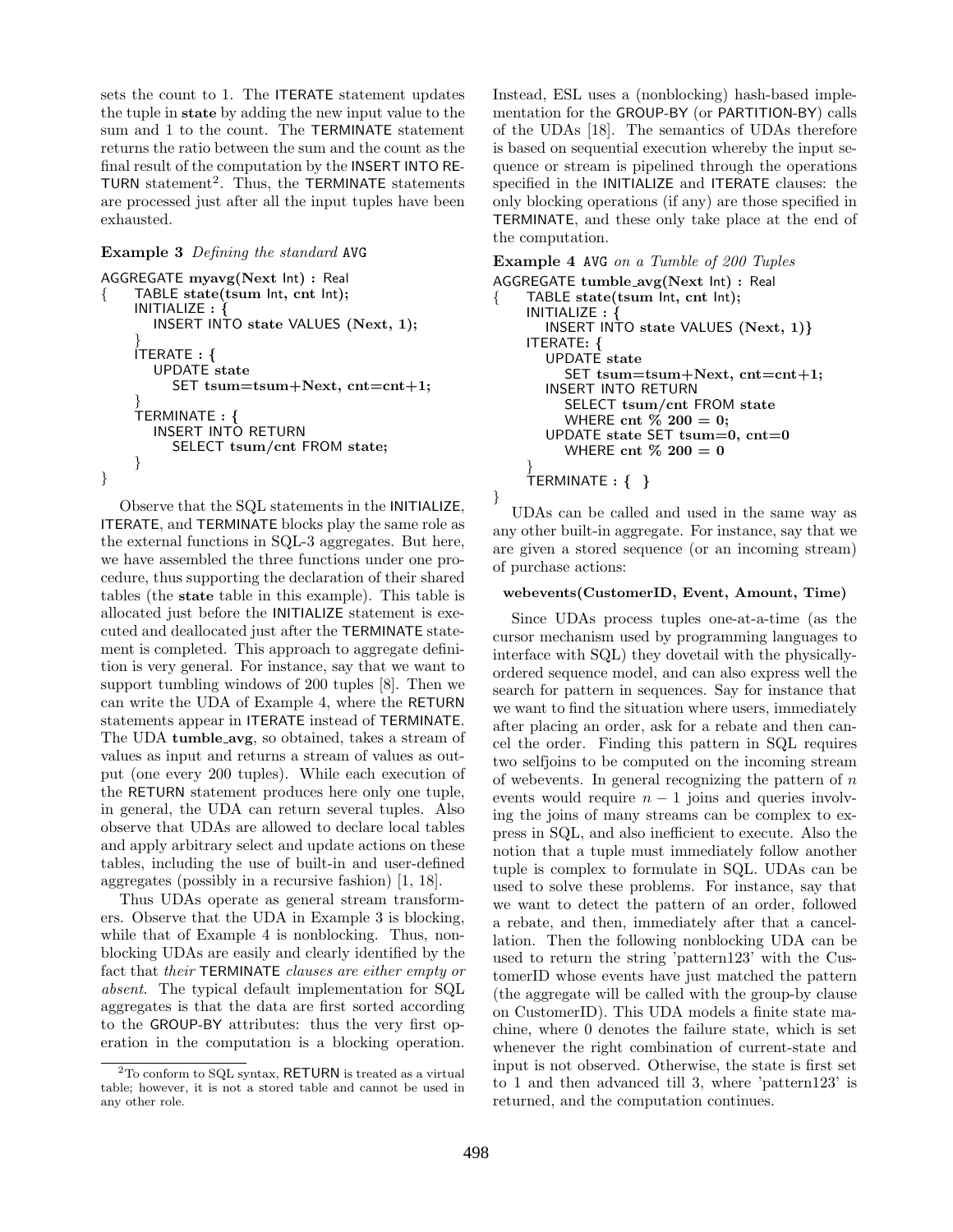sets the count to 1. The ITERATE statement updates the tuple in **state** by adding the new input value to the sum and 1 to the count. The TERMINATE statement returns the ratio between the sum and the count as the final result of the computation by the INSERT INTO RETURN statement[2]. Thus, the TERMINATE statements are processed just after all the input tuples have been exhausted.

**Example 3** *Defining the standard* AVG

```
AGGREGATE myavg(Next Int) : Real
{     TABLE state(tsum Int, cnt Int);
      INITIALIZE : {
         INSERT INTO state VALUES (Next, 1);
      }
      ITERATE : {
         UPDATE state
            SET tsum=tsum+Next, cnt=cnt+1;
      }
      TERMINATE : {
         INSERT INTO RETURN
            SELECT tsum/cnt FROM state;
      }
}
```

Observe that the SQL statements in the INITIALIZE, ITERATE, and TERMINATE blocks play the same role as the external functions in SQL-3 aggregates. But here, we have assembled the three functions under one procedure, thus supporting the declaration of their shared tables (the **state** table in this example). This table is allocated just before the INITIALIZE statement is executed and deallocated just after the TERMINATE statement is completed. This approach to aggregate definition is very general. For instance, say that we want to support tumbling windows of 200 tuples [8]. Then we can write the UDA of Example 4, where the RETURN statements appear in ITERATE instead of TERMINATE. The UDA **tumble_avg**, so obtained, takes a stream of values as input and returns a stream of values as output (one every 200 tuples). While each execution of the RETURN statement produces here only one tuple, in general, the UDA can return several tuples. Also observe that UDAs are allowed to declare local tables and apply arbitrary select and update actions on these tables, including the use of built-in and user-defined aggregates (possibly in a recursive fashion) [1, 18].

Thus UDAs operate as general stream transformers. Observe that the UDA in Example 3 is blocking, while that of Example 4 is nonblocking. Thus, nonblocking UDAs are easily and clearly identified by the fact that *their* TERMINATE *clauses are either empty or absent*. The typical default implementation for SQL aggregates is that the data are first sorted according to the GROUP-BY attributes: thus the very first operation in the computation is a blocking operation. Instead, ESL uses a (nonblocking) hash-based implementation for the GROUP-BY (or PARTITION-BY) calls of the UDAs [18]. The semantics of UDAs therefore is based on sequential execution whereby the input sequence or stream is pipelined through the operations specified in the INITIALIZE and ITERATE clauses: the only blocking operations (if any) are those specified in TERMINATE, and these only take place at the end of the computation.

**Example 4** AVG *on a Tumble of 200 Tuples*

```
AGGREGATE tumble_avg(Next Int) : Real
{     TABLE state(tsum Int, cnt Int);
      INITIALIZE : {
         INSERT INTO state VALUES (Next, 1)}
      ITERATE: {
         UPDATE state
            SET tsum=tsum+Next, cnt=cnt+1;
         INSERT INTO RETURN
            SELECT tsum/cnt FROM state
            WHERE cnt % 200 = 0;
         UPDATE state SET tsum=0, cnt=0
            WHERE cnt % 200 = 0
      }
      TERMINATE : { }
}
```

UDAs can be called and used in the same way as any other built-in aggregate. For instance, say that we are given a stored sequence (or an incoming stream) of purchase actions:

**webevents(CustomerID, Event, Amount, Time)**

Since UDAs process tuples one-at-a-time (as the cursor mechanism used by programming languages to interface with SQL) they dovetail with the physically-ordered sequence model, and can also express well the search for pattern in sequences. Say for instance that we want to find the situation where users, immediately after placing an order, ask for a rebate and then cancel the order. Finding this pattern in SQL requires two selfjoins to be computed on the incoming stream of webevents. In general recognizing the pattern of $n$ events would require $n-1$ joins and queries involving the joins of many streams can be complex to express in SQL, and also inefficient to execute. Also the notion that a tuple must immediately follow another tuple is complex to formulate in SQL. UDAs can be used to solve these problems. For instance, say that we want to detect the pattern of an order, followed a rebate, and then, immediately after that a cancellation. Then the following nonblocking UDA can be used to return the string 'pattern123' with the CustomerID whose events have just matched the pattern (the aggregate will be called with the group-by clause on CustomerID). This UDA models a finite state machine, where 0 denotes the failure state, which is set whenever the right combination of current-state and input is not observed. Otherwise, the state is first set to 1 and then advanced till 3, where 'pattern123' is returned, and the computation continues.

[2] To conform to SQL syntax, RETURN is treated as a virtual table; however, it is not a stored table and cannot be used in any other role.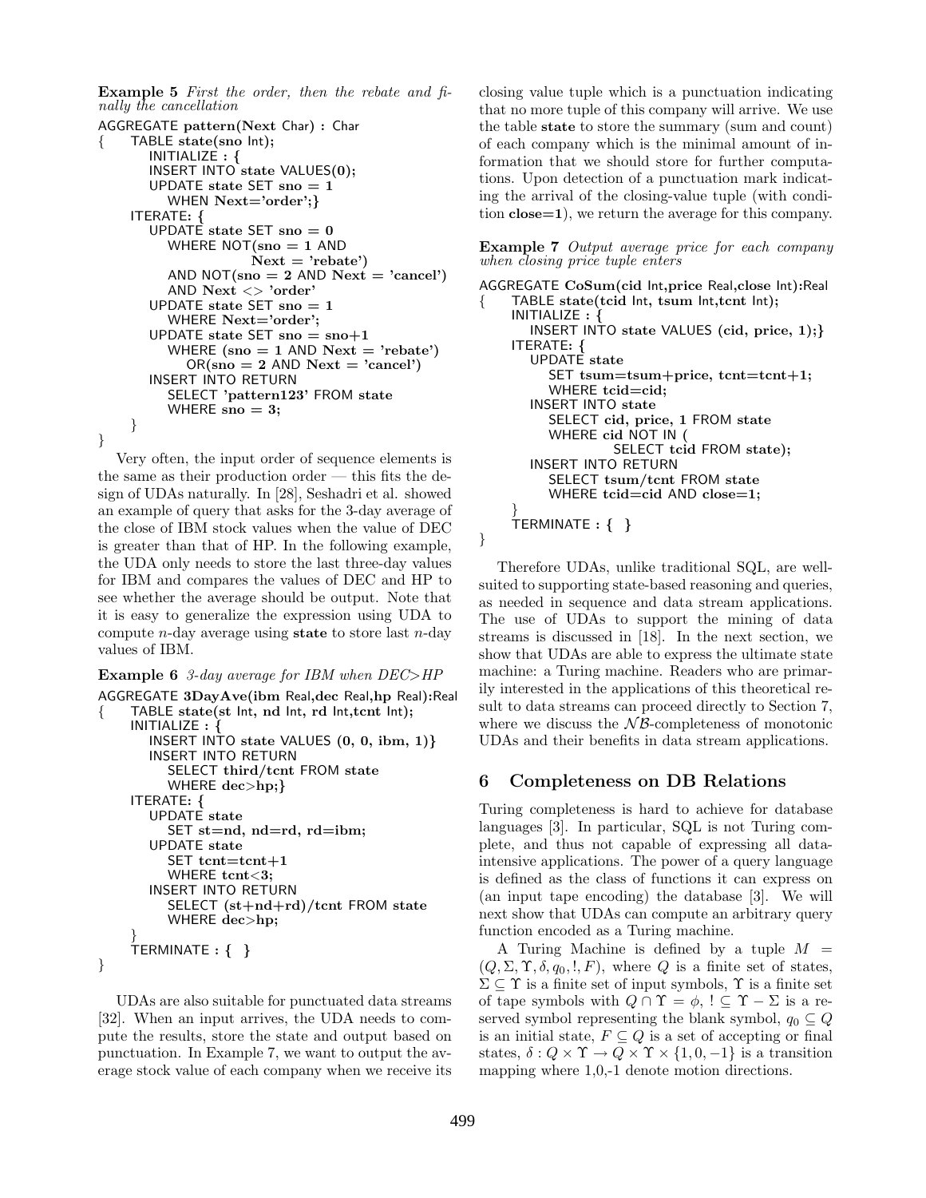**Example 5** *First the order, then the rebate and finally the cancellation*

```
AGGREGATE pattern(Next Char) : Char
{    TABLE state(sno Int);
        INITIALIZE : {
        INSERT INTO state VALUES(0);
        UPDATE state SET sno = 1
            WHEN Next='order';}
    ITERATE: {
        UPDATE state SET sno = 0
            WHERE NOT(sno = 1 AND
                        Next = 'rebate')
            AND NOT(sno = 2 AND Next = 'cancel')
            AND Next <> 'order'
        UPDATE state SET sno = 1
            WHERE Next='order';
        UPDATE state SET sno = sno+1
            WHERE (sno = 1 AND Next = 'rebate')
                OR(sno = 2 AND Next = 'cancel')
        INSERT INTO RETURN
            SELECT 'pattern123' FROM state
            WHERE sno = 3;
    }
}
```

Very often, the input order of sequence elements is the same as their production order — this fits the design of UDAs naturally. In [28], Seshadri et al. showed an example of query that asks for the 3-day average of the close of IBM stock values when the value of DEC is greater than that of HP. In the following example, the UDA only needs to store the last three-day values for IBM and compares the values of DEC and HP to see whether the average should be output. Note that it is easy to generalize the expression using UDA to compute $n$-day average using **state** to store last $n$-day values of IBM.

**Example 6** *3-day average for IBM when DEC>HP*

```
AGGREGATE 3DayAve(ibm Real,dec Real,hp Real):Real
{    TABLE state(st Int, nd Int, rd Int,tcnt Int);
    INITIALIZE : {
        INSERT INTO state VALUES (0, 0, ibm, 1)}
        INSERT INTO RETURN
            SELECT third/tcnt FROM state
            WHERE dec>hp;}
    ITERATE: {
        UPDATE state
            SET st=nd, nd=rd, rd=ibm;
        UPDATE state
            SET tcnt=tcnt+1
            WHERE tcnt<3;
        INSERT INTO RETURN
            SELECT (st+nd+rd)/tcnt FROM state
            WHERE dec>hp;
    }
    TERMINATE : {  }
}
```

UDAs are also suitable for punctuated data streams [32]. When an input arrives, the UDA needs to compute the results, store the state and output based on punctuation. In Example 7, we want to output the average stock value of each company when we receive its closing value tuple which is a punctuation indicating that no more tuple of this company will arrive. We use the table **state** to store the summary (sum and count) of each company which is the minimal amount of information that we should store for further computations. Upon detection of a punctuation mark indicating the arrival of the closing-value tuple (with condition **close=1**), we return the average for this company.

**Example 7** *Output average price for each company when closing price tuple enters*

```
AGGREGATE CoSum(cid Int,price Real,close Int):Real
{    TABLE state(tcid Int, tsum Int,tcnt Int);
    INITIALIZE : {
        INSERT INTO state VALUES (cid, price, 1);}
    ITERATE: {
        UPDATE state
            SET tsum=tsum+price, tcnt=tcnt+1;
            WHERE tcid=cid;
        INSERT INTO state
            SELECT cid, price, 1 FROM state
            WHERE cid NOT IN (
                    SELECT tcid FROM state);
        INSERT INTO RETURN
            SELECT tsum/tcnt FROM state
            WHERE tcid=cid AND close=1;
    }
    TERMINATE : {  }
}
```

Therefore UDAs, unlike traditional SQL, are well-suited to supporting state-based reasoning and queries, as needed in sequence and data stream applications. The use of UDAs to support the mining of data streams is discussed in [18]. In the next section, we show that UDAs are able to express the ultimate state machine: a Turing machine. Readers who are primarily interested in the applications of this theoretical result to data streams can proceed directly to Section 7, where we discuss the $\mathcal{NB}$-completeness of monotonic UDAs and their benefits in data stream applications.

## 6 Completeness on DB Relations

Turing completeness is hard to achieve for database languages [3]. In particular, SQL is not Turing complete, and thus not capable of expressing all data-intensive applications. The power of a query language is defined as the class of functions it can express on (an input tape encoding) the database [3]. We will next show that UDAs can compute an arbitrary query function encoded as a Turing machine.

A Turing Machine is defined by a tuple $M = (Q, \Sigma, \Upsilon, \delta, q_0, !, F)$, where $Q$ is a finite set of states, $\Sigma \subseteq \Upsilon$ is a finite set of input symbols, $\Upsilon$ is a finite set of tape symbols with $Q \cap \Upsilon = \phi$, $! \subseteq \Upsilon - \Sigma$ is a reserved symbol representing the blank symbol, $q_0 \subseteq Q$ is an initial state, $F \subseteq Q$ is a set of accepting or final states, $\delta : Q \times \Upsilon \rightarrow Q \times \Upsilon \times \{1, 0, -1\}$ is a transition mapping where 1,0,-1 denote motion directions.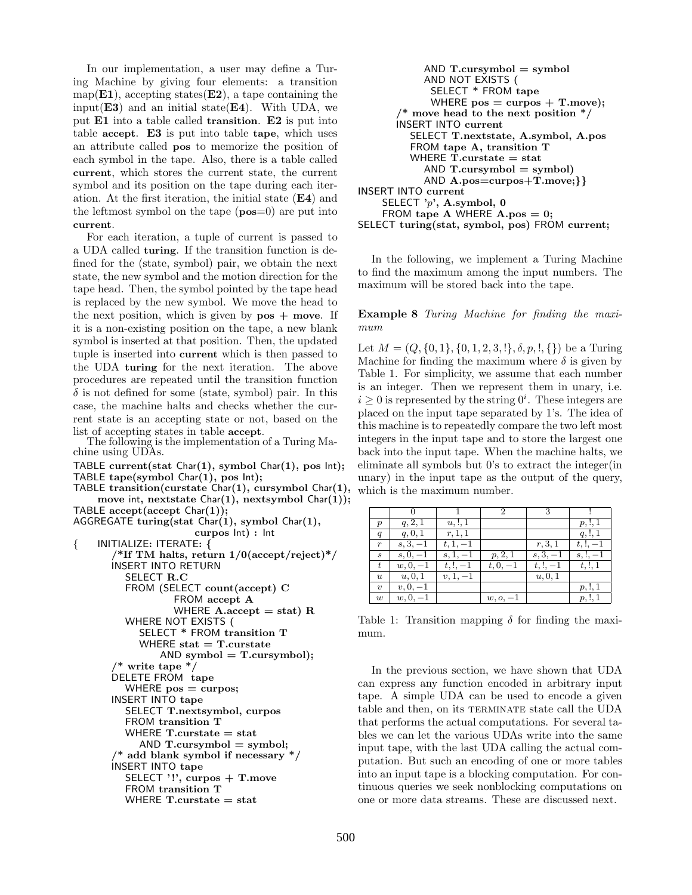In our implementation, a user may define a Turing Machine by giving four elements: a transition map(**E1**), accepting states(**E2**), a tape containing the input(**E3**) and an initial state(**E4**). With UDA, we put **E1** into a table called **transition**. **E2** is put into table **accept**. **E3** is put into table **tape**, which uses an attribute called **pos** to memorize the position of each symbol in the tape. Also, there is a table called **current**, which stores the current state, the current symbol and its position on the tape during each iteration. At the first iteration, the initial state (**E4**) and the leftmost symbol on the tape (**pos**=0) are put into **current**.

For each iteration, a tuple of current is passed to a UDA called **turing**. If the transition function is defined for the (state, symbol) pair, we obtain the next state, the new symbol and the motion direction for the tape head. Then, the symbol pointed by the tape head is replaced by the new symbol. We move the head to the next position, which is given by **pos + move**. If it is a non-existing position on the tape, a new blank symbol is inserted at that position. Then, the updated tuple is inserted into **current** which is then passed to the UDA **turing** for the next iteration. The above procedures are repeated until the transition function $\delta$ is not defined for some (state, symbol) pair. In this case, the machine halts and checks whether the current state is an accepting state or not, based on the list of accepting states in table **accept**.

The following is the implementation of a Turing Machine using UDAs.

```
TABLE current(stat Char(1), symbol Char(1), pos Int);
TABLE tape(symbol Char(1), pos Int);
TABLE transition(curstate Char(1), cursymbol Char(1),
    move int, nextstate Char(1), nextsymbol Char(1));
TABLE accept(accept Char(1));
AGGREGATE turing(stat Char(1), symbol Char(1),
                        curpos Int) : Int
{   INITIALIZE: ITERATE: {
        /*If TM halts, return 1/0(accept/reject)*/
        INSERT INTO RETURN
            SELECT R.C
            FROM (SELECT count(accept) C
                    FROM accept A
                    WHERE A.accept = stat) R
            WHERE NOT EXISTS (
                SELECT * FROM transition T
                WHERE stat = T.curstate
                    AND symbol = T.cursymbol);
        /* write tape */
        DELETE FROM tape
            WHERE pos = curpos;
        INSERT INTO tape
            SELECT T.nextsymbol, curpos
            FROM transition T
            WHERE T.curstate = stat
                AND T.cursymbol = symbol;
        /* add blank symbol if necessary */
        INSERT INTO tape
            SELECT '!', curpos + T.move
            FROM transition T
            WHERE T.curstate = stat
                AND T.cursymbol = symbol
                AND NOT EXISTS (
                  SELECT * FROM tape
                  WHERE pos = curpos + T.move);
        /* move head to the next position */
        INSERT INTO current
            SELECT T.nextstate, A.symbol, A.pos
            FROM tape A, transition T
            WHERE T.curstate = stat
                AND T.cursymbol = symbol)
                AND A.pos=curpos+T.move;}}
INSERT INTO current
    SELECT 'p', A.symbol, 0
    FROM tape A WHERE A.pos = 0;
SELECT turing(stat, symbol, pos) FROM current;
```

In the following, we implement a Turing Machine to find the maximum among the input numbers. The maximum will be stored back into the tape.

**Example 8** *Turing Machine for finding the maximum*

Let $M = (Q, \{0, 1\}, \{0, 1, 2, 3, !\}, \delta, p, !, \{\})$ be a Turing Machine for finding the maximum where $\delta$ is given by Table 1. For simplicity, we assume that each number is an integer. Then we represent them in unary, i.e. $i \geq 0$ is represented by the string $0^i$. These integers are placed on the input tape separated by 1's. The idea of this machine is to repeatedly compare the two left most integers in the input tape and to store the largest one back into the input tape. When the machine halts, we eliminate all symbols but 0's to extract the integer(in unary) in the input tape as the output of the query, which is the maximum number.

| | 0 | 1 | 2 | 3 | ! |
|---|---|---|---|---|---|
| $p$ | $q, 2, 1$ | $u, !, 1$ | | | $p, !, 1$ |
| $q$ | $q, 0, 1$ | $r, 1, 1$ | | | $q, !, 1$ |
| $r$ | $s, 3, -1$ | $t, 1, -1$ | | $r, 3, 1$ | $t, !, -1$ |
| $s$ | $s, 0, -1$ | $s, 1, -1$ | $p, 2, 1$ | $s, 3, -1$ | $s, !, -1$ |
| $t$ | $w, 0, -1$ | $t, !, -1$ | $t, 0, -1$ | $t, !, -1$ | $t, !, 1$ |
| $u$ | $u, 0, 1$ | $v, 1, -1$ | | $u, 0, 1$ | |
| $v$ | $v, 0, -1$ | | | | $p, !, 1$ |
| $w$ | $w, 0, -1$ | | $w, o, -1$ | | $p, !, 1$ |

Table 1: Transition mapping $\delta$ for finding the maximum.

In the previous section, we have shown that UDA can express any function encoded in arbitrary input tape. A simple UDA can be used to encode a given table and then, on its TERMINATE state call the UDA that performs the actual computations. For several tables we can let the various UDAs write into the same input tape, with the last UDA calling the actual computation. But such an encoding of one or more tables into an input tape is a blocking computation. For continuous queries we seek nonblocking computations on one or more data streams. These are discussed next.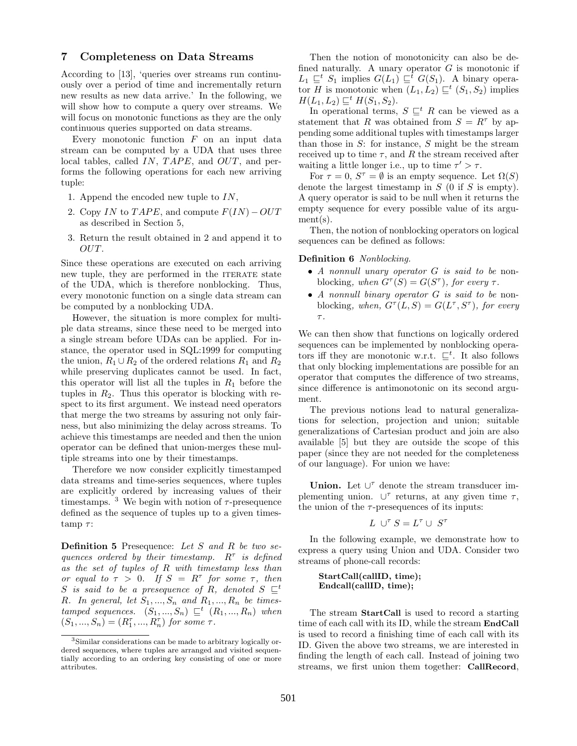## 7 Completeness on Data Streams

According to [13], 'queries over streams run continuously over a period of time and incrementally return new results as new data arrive.' In the following, we will show how to compute a query over streams. We will focus on monotonic functions as they are the only continuous queries supported on data streams.

Every monotonic function $F$ on an input data stream can be computed by a UDA that uses three local tables, called $IN$, $TAPE$, and $OUT$, and performs the following operations for each new arriving tuple:

1. Append the encoded new tuple to $IN$,
2. Copy $IN$ to $TAPE$, and compute $F(IN) - OUT$ as described in Section 5,
3. Return the result obtained in 2 and append it to $OUT$.

Since these operations are executed on each arriving new tuple, they are performed in the ITERATE state of the UDA, which is therefore nonblocking. Thus, every monotonic function on a single data stream can be computed by a nonblocking UDA.

However, the situation is more complex for multiple data streams, since these need to be merged into a single stream before UDAs can be applied. For instance, the operator used in SQL:1999 for computing the union, $R_1 \cup R_2$ of the ordered relations $R_1$ and $R_2$ while preserving duplicates cannot be used. In fact, this operator will list all the tuples in $R_1$ before the tuples in $R_2$. Thus this operator is blocking with respect to its first argument. We instead need operators that merge the two streams by assuring not only fairness, but also minimizing the delay across streams. To achieve this timestamps are needed and then the union operator can be defined that union-merges these multiple streams into one by their timestamps.

Therefore we now consider explicitly timestamped data streams and time-series sequences, where tuples are explicitly ordered by increasing values of their timestamps. [3] We begin with notion of $\tau$-presequence defined as the sequence of tuples up to a given timestamp $\tau$:

**Definition 5** Presequence: *Let $S$ and $R$ be two sequences ordered by their timestamp. $R^\tau$ is defined as the set of tuples of $R$ with timestamp less than or equal to $\tau > 0$. If $S = R^\tau$ for some $\tau$, then $S$ is said to be a presequence of $R$, denoted $S \sqsubseteq^t R$. In general, let $S_1, ..., S_n$ and $R_1, ..., R_n$ be timestamped sequences. $(S_1, ..., S_n) \sqsubseteq^t (R_1, ..., R_n)$ when $(S_1, ..., S_n) = (R_1^\tau, ..., R_n^\tau)$ for some $\tau$.*

[3] Similar considerations can be made to arbitrary logically ordered sequences, where tuples are arranged and visited sequentially according to an ordering key consisting of one or more attributes.

Then the notion of monotonicity can also be defined naturally. A unary operator $G$ is monotonic if $L_1 \sqsubseteq^t S_1$ implies $G(L_1) \sqsubseteq^t G(S_1)$. A binary operator $H$ is monotonic when $(L_1, L_2) \sqsubseteq^t (S_1, S_2)$ implies $H(L_1, L_2) \sqsubseteq^t H(S_1, S_2)$.

In operational terms, $S \sqsubseteq^t R$ can be viewed as a statement that $R$ was obtained from $S = R^\tau$ by appending some additional tuples with timestamps larger than those in $S$: for instance, $S$ might be the stream received up to time $\tau$, and $R$ the stream received after waiting a little longer i.e., up to time $\tau' > \tau$.

For $\tau = 0$, $S^\tau = \emptyset$ is an empty sequence. Let $\Omega(S)$ denote the largest timestamp in $S$ (0 if $S$ is empty). A query operator is said to be null when it returns the empty sequence for every possible value of its argument(s).

Then, the notion of nonblocking operators on logical sequences can be defined as follows:

**Definition 6** *Nonblocking.*

- *A nonnull unary operator $G$ is said to be* nonblocking, *when $G^\tau(S) = G(S^\tau)$, for every $\tau$.*
- *A nonnull binary operator $G$ is said to be* nonblocking, *when, $G^\tau(L, S) = G(L^\tau, S^\tau)$, for every $\tau$.*

We can then show that functions on logically ordered sequences can be implemented by nonblocking operators iff they are monotonic w.r.t. $\sqsubseteq^t$. It also follows that only blocking implementations are possible for an operator that computes the difference of two streams, since difference is antimonotonic on its second argument.

The previous notions lead to natural generalizations for selection, projection and union; suitable generalizations of Cartesian product and join are also available [5] but they are outside the scope of this paper (since they are not needed for the completeness of our language). For union we have:

**Union.** Let $\cup^\tau$ denote the stream transducer implementing union. $\cup^\tau$ returns, at any given time $\tau$, the union of the $\tau$-presequences of its inputs:

$$L \cup^\tau S = L^\tau \cup S^\tau$$

In the following example, we demonstrate how to express a query using Union and UDA. Consider two streams of phone-call records:

**StartCall(callID, time);**
**Endcall(callID, time);**

The stream **StartCall** is used to record a starting time of each call with its ID, while the stream **EndCall** is used to record a finishing time of each call with its ID. Given the above two streams, we are interested in finding the length of each call. Instead of joining two streams, we first union them together: **CallRecord**,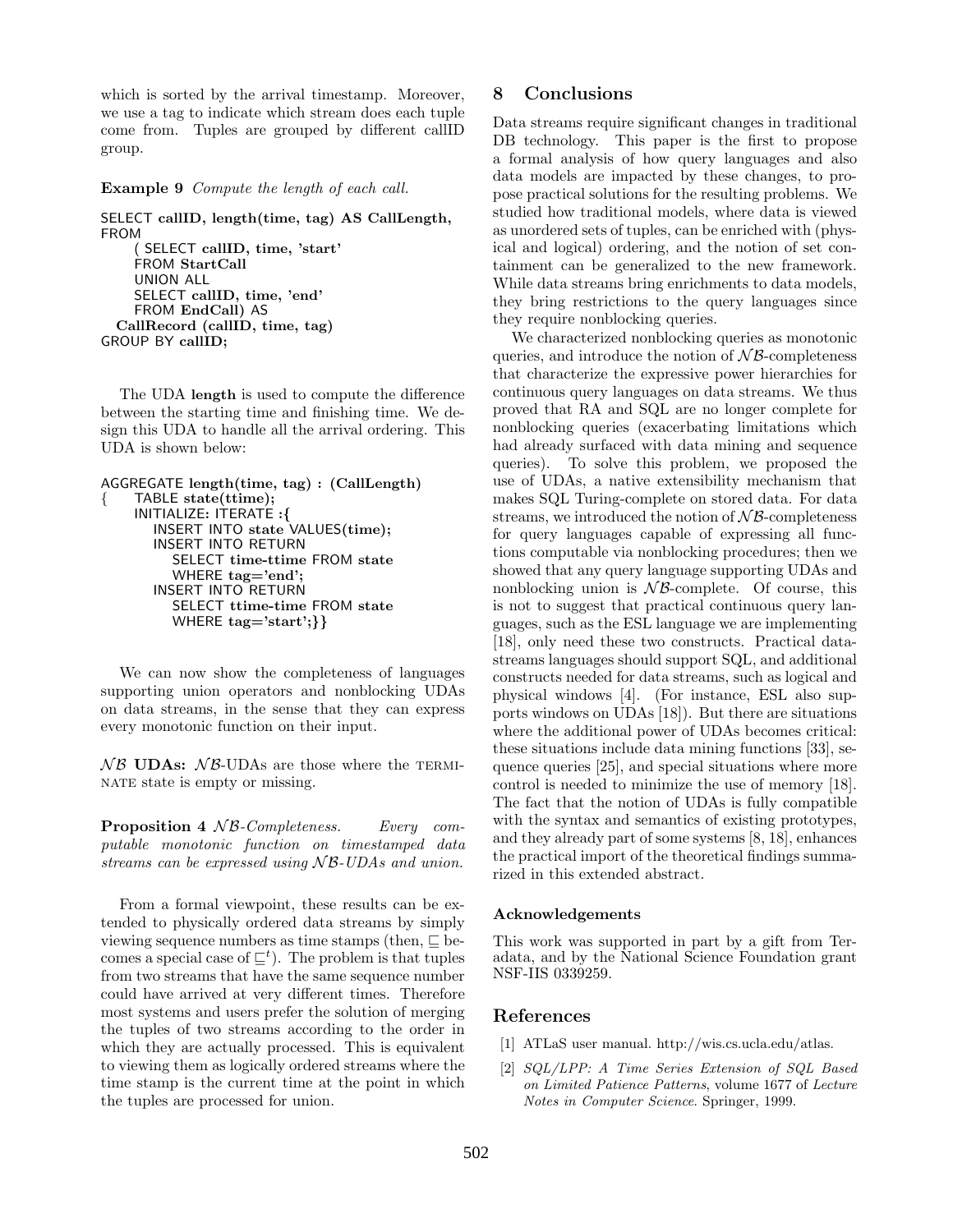which is sorted by the arrival timestamp. Moreover, we use a tag to indicate which stream does each tuple come from. Tuples are grouped by different callID group.

**Example 9** *Compute the length of each call.*

```
SELECT callID, length(time, tag) AS CallLength,
FROM
     ( SELECT callID, time, 'start'
     FROM StartCall
     UNION ALL
     SELECT callID, time, 'end'
     FROM EndCall) AS
  CallRecord (callID, time, tag)
GROUP BY callID;
```

The UDA **length** is used to compute the difference between the starting time and finishing time. We design this UDA to handle all the arrival ordering. This UDA is shown below:

```
AGGREGATE length(time, tag) : (CallLength)
{    TABLE state(ttime);
     INITIALIZE: ITERATE :{
        INSERT INTO state VALUES(time);
        INSERT INTO RETURN
           SELECT time-ttime FROM state
           WHERE tag='end';
        INSERT INTO RETURN
           SELECT ttime-time FROM state
           WHERE tag='start';}}
```

We can now show the completeness of languages supporting union operators and nonblocking UDAs on data streams, in the sense that they can express every monotonic function on their input.

**$\mathcal{NB}$ UDAs:** $\mathcal{NB}$-UDAs are those where the TERMINATE state is empty or missing.

**Proposition 4** *$\mathcal{NB}$-Completeness. Every computable monotonic function on timestamped data streams can be expressed using $\mathcal{NB}$-UDAs and union.*

From a formal viewpoint, these results can be extended to physically ordered data streams by simply viewing sequence numbers as time stamps (then, $\sqsubseteq$ becomes a special case of $\sqsubseteq^t$). The problem is that tuples from two streams that have the same sequence number could have arrived at very different times. Therefore most systems and users prefer the solution of merging the tuples of two streams according to the order in which they are actually processed. This is equivalent to viewing them as logically ordered streams where the time stamp is the current time at the point in which the tuples are processed for union.

## 8 Conclusions

Data streams require significant changes in traditional DB technology. This paper is the first to propose a formal analysis of how query languages and also data models are impacted by these changes, to propose practical solutions for the resulting problems. We studied how traditional models, where data is viewed as unordered sets of tuples, can be enriched with (physical and logical) ordering, and the notion of set containment can be generalized to the new framework. While data streams bring enrichments to data models, they bring restrictions to the query languages since they require nonblocking queries.

We characterized nonblocking queries as monotonic queries, and introduce the notion of $\mathcal{NB}$-completeness that characterize the expressive power hierarchies for continuous query languages on data streams. We thus proved that RA and SQL are no longer complete for nonblocking queries (exacerbating limitations which had already surfaced with data mining and sequence queries). To solve this problem, we proposed the use of UDAs, a native extensibility mechanism that makes SQL Turing-complete on stored data. For data streams, we introduced the notion of $\mathcal{NB}$-completeness for query languages capable of expressing all functions computable via nonblocking procedures; then we showed that any query language supporting UDAs and nonblocking union is $\mathcal{NB}$-complete. Of course, this is not to suggest that practical continuous query languages, such as the ESL language we are implementing [18], only need these two constructs. Practical data-streams languages should support SQL, and additional constructs needed for data streams, such as logical and physical windows [4]. (For instance, ESL also supports windows on UDAs [18]). But there are situations where the additional power of UDAs becomes critical: these situations include data mining functions [33], sequence queries [25], and special situations where more control is needed to minimize the use of memory [18]. The fact that the notion of UDAs is fully compatible with the syntax and semantics of existing prototypes, and they already part of some systems [8, 18], enhances the practical import of the theoretical findings summarized in this extended abstract.

### Acknowledgements

This work was supported in part by a gift from Teradata, and by the National Science Foundation grant NSF-IIS 0339259.

## References

[1] ATLaS user manual. http://wis.cs.ucla.edu/atlas.

[2] *SQL/LPP: A Time Series Extension of SQL Based on Limited Patience Patterns*, volume 1677 of *Lecture Notes in Computer Science*. Springer, 1999.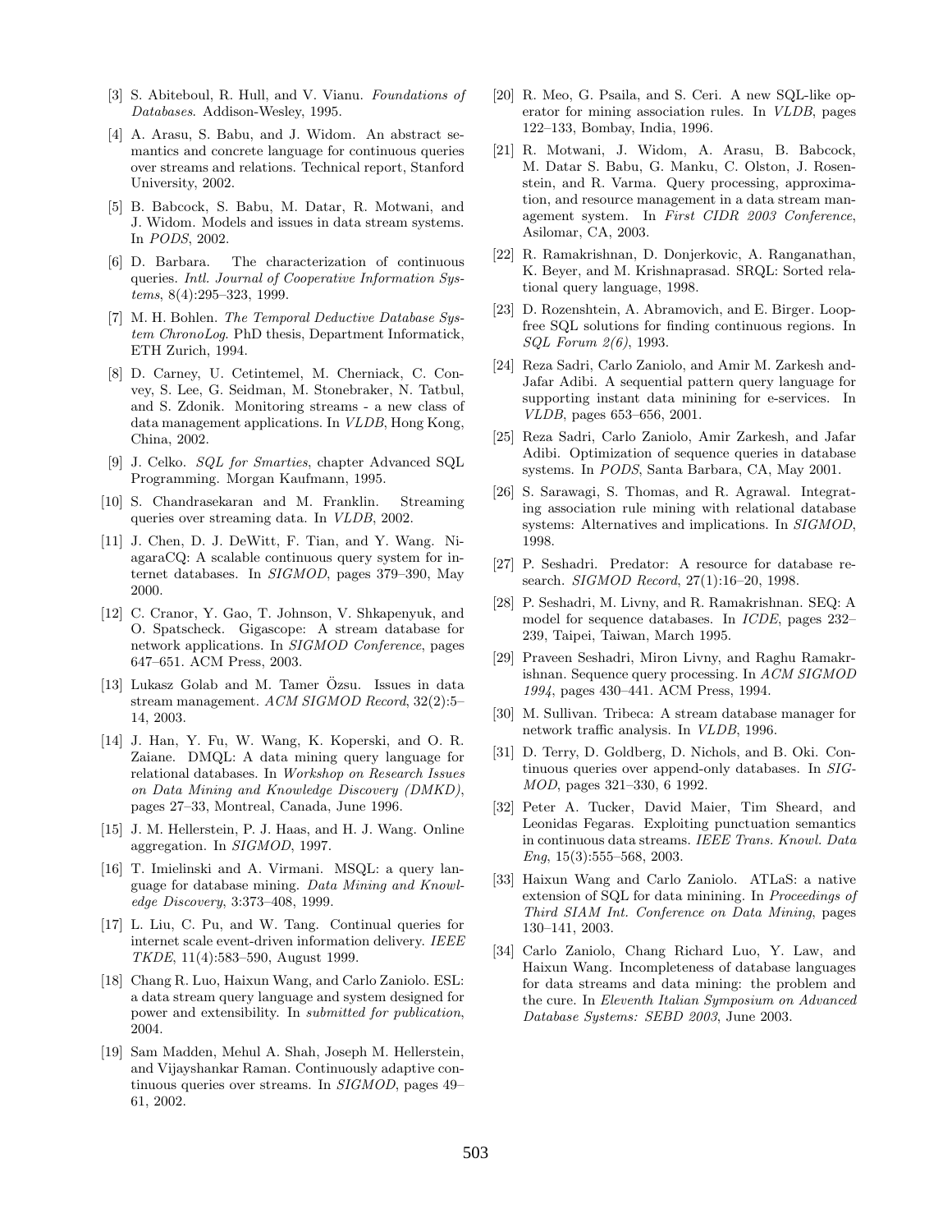[3] S. Abiteboul, R. Hull, and V. Vianu. *Foundations of Databases*. Addison-Wesley, 1995.

[4] A. Arasu, S. Babu, and J. Widom. An abstract semantics and concrete language for continuous queries over streams and relations. Technical report, Stanford University, 2002.

[5] B. Babcock, S. Babu, M. Datar, R. Motwani, and J. Widom. Models and issues in data stream systems. In *PODS*, 2002.

[6] D. Barbara. The characterization of continuous queries. *Intl. Journal of Cooperative Information Systems*, 8(4):295–323, 1999.

[7] M. H. Bohlen. *The Temporal Deductive Database System ChronoLog*. PhD thesis, Department Informatick, ETH Zurich, 1994.

[8] D. Carney, U. Cetintemel, M. Cherniack, C. Convey, S. Lee, G. Seidman, M. Stonebraker, N. Tatbul, and S. Zdonik. Monitoring streams - a new class of data management applications. In *VLDB*, Hong Kong, China, 2002.

[9] J. Celko. *SQL for Smarties*, chapter Advanced SQL Programming. Morgan Kaufmann, 1995.

[10] S. Chandrasekaran and M. Franklin. Streaming queries over streaming data. In *VLDB*, 2002.

[11] J. Chen, D. J. DeWitt, F. Tian, and Y. Wang. NiagaraCQ: A scalable continuous query system for internet databases. In *SIGMOD*, pages 379–390, May 2000.

[12] C. Cranor, Y. Gao, T. Johnson, V. Shkapenyuk, and O. Spatscheck. Gigascope: A stream database for network applications. In *SIGMOD Conference*, pages 647–651. ACM Press, 2003.

[13] Lukasz Golab and M. Tamer Özsu. Issues in data stream management. *ACM SIGMOD Record*, 32(2):5–14, 2003.

[14] J. Han, Y. Fu, W. Wang, K. Koperski, and O. R. Zaiane. DMQL: A data mining query language for relational databases. In *Workshop on Research Issues on Data Mining and Knowledge Discovery (DMKD)*, pages 27–33, Montreal, Canada, June 1996.

[15] J. M. Hellerstein, P. J. Haas, and H. J. Wang. Online aggregation. In *SIGMOD*, 1997.

[16] T. Imielinski and A. Virmani. MSQL: a query language for database mining. *Data Mining and Knowledge Discovery*, 3:373–408, 1999.

[17] L. Liu, C. Pu, and W. Tang. Continual queries for internet scale event-driven information delivery. *IEEE TKDE*, 11(4):583–590, August 1999.

[18] Chang R. Luo, Haixun Wang, and Carlo Zaniolo. ESL: a data stream query language and system designed for power and extensibility. In *submitted for publication*, 2004.

[19] Sam Madden, Mehul A. Shah, Joseph M. Hellerstein, and Vijayshankar Raman. Continuously adaptive continuous queries over streams. In *SIGMOD*, pages 49–61, 2002.

[20] R. Meo, G. Psaila, and S. Ceri. A new SQL-like operator for mining association rules. In *VLDB*, pages 122–133, Bombay, India, 1996.

[21] R. Motwani, J. Widom, A. Arasu, B. Babcock, M. Datar S. Babu, G. Manku, C. Olston, J. Rosenstein, and R. Varma. Query processing, approximation, and resource management in a data stream management system. In *First CIDR 2003 Conference*, Asilomar, CA, 2003.

[22] R. Ramakrishnan, D. Donjerkovic, A. Ranganathan, K. Beyer, and M. Krishnaprasad. SRQL: Sorted relational query language, 1998.

[23] D. Rozenshtein, A. Abramovich, and E. Birger. Loop-free SQL solutions for finding continuous regions. In *SQL Forum 2(6)*, 1993.

[24] Reza Sadri, Carlo Zaniolo, and Amir M. Zarkesh and-Jafar Adibi. A sequential pattern query language for supporting instant data minining for e-services. In *VLDB*, pages 653–656, 2001.

[25] Reza Sadri, Carlo Zaniolo, Amir Zarkesh, and Jafar Adibi. Optimization of sequence queries in database systems. In *PODS*, Santa Barbara, CA, May 2001.

[26] S. Sarawagi, S. Thomas, and R. Agrawal. Integrating association rule mining with relational database systems: Alternatives and implications. In *SIGMOD*, 1998.

[27] P. Seshadri. Predator: A resource for database research. *SIGMOD Record*, 27(1):16–20, 1998.

[28] P. Seshadri, M. Livny, and R. Ramakrishnan. SEQ: A model for sequence databases. In *ICDE*, pages 232–239, Taipei, Taiwan, March 1995.

[29] Praveen Seshadri, Miron Livny, and Raghu Ramakrishnan. Sequence query processing. In *ACM SIGMOD 1994*, pages 430–441. ACM Press, 1994.

[30] M. Sullivan. Tribeca: A stream database manager for network traffic analysis. In *VLDB*, 1996.

[31] D. Terry, D. Goldberg, D. Nichols, and B. Oki. Continuous queries over append-only databases. In *SIGMOD*, pages 321–330, 6 1992.

[32] Peter A. Tucker, David Maier, Tim Sheard, and Leonidas Fegaras. Exploiting punctuation semantics in continuous data streams. *IEEE Trans. Knowl. Data Eng*, 15(3):555–568, 2003.

[33] Haixun Wang and Carlo Zaniolo. ATLaS: a native extension of SQL for data minining. In *Proceedings of Third SIAM Int. Conference on Data Mining*, pages 130–141, 2003.

[34] Carlo Zaniolo, Chang Richard Luo, Y. Law, and Haixun Wang. Incompleteness of database languages for data streams and data mining: the problem and the cure. In *Eleventh Italian Symposium on Advanced Database Systems: SEBD 2003*, June 2003.